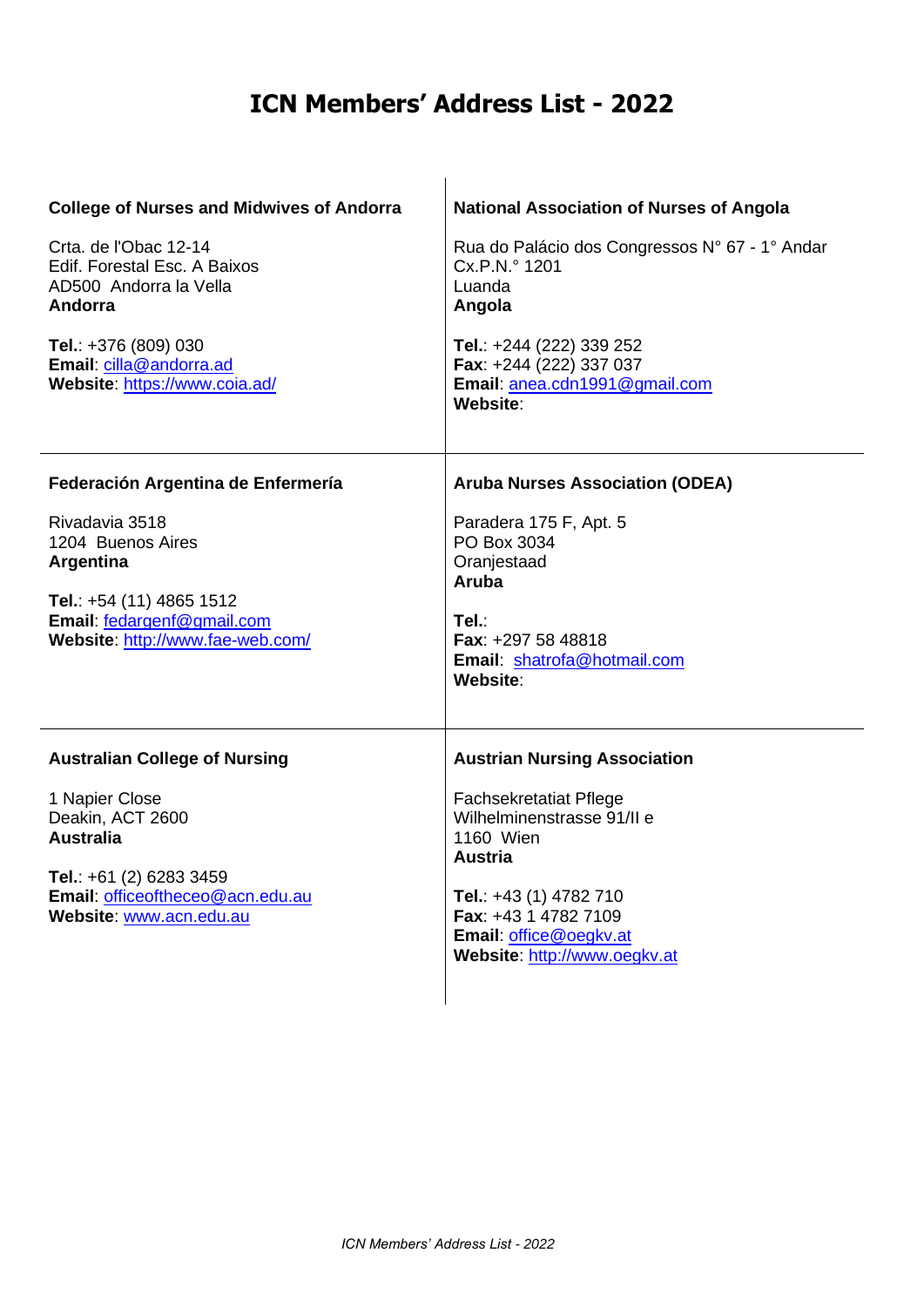# ICN Members' Address List - 2022

**College of Nurses and Midwives of Andorra**

Crta. de l'Obac 12-14
Edif. Forestal Esc. A Baixos
AD500 Andorra la Vella
**Andorra**

**Tel.**: +376 (809) 030
**Email**: cilla@andorra.ad
**Website**: https://www.coia.ad/

**National Association of Nurses of Angola**

Rua do Palácio dos Congressos N° 67 - 1° Andar
Cx.P.N.° 1201
Luanda
**Angola**

**Tel.**: +244 (222) 339 252
**Fax**: +244 (222) 337 037
**Email**: anea.cdn1991@gmail.com
**Website**:

**Federación Argentina de Enfermería**

Rivadavia 3518
1204 Buenos Aires
**Argentina**

**Tel.**: +54 (11) 4865 1512
**Email**: fedargenf@gmail.com
**Website**: http://www.fae-web.com/

**Aruba Nurses Association (ODEA)**

Paradera 175 F, Apt. 5
PO Box 3034
Oranjestaad
**Aruba**

**Tel.**:
**Fax**: +297 58 48818
**Email**: shatrofa@hotmail.com
**Website**:

**Australian College of Nursing**

1 Napier Close
Deakin, ACT 2600
**Australia**

**Tel.**: +61 (2) 6283 3459
**Email**: officeoftheceo@acn.edu.au
**Website**: www.acn.edu.au

**Austrian Nursing Association**

Fachsekretatiat Pflege
Wilhelminenstrasse 91/II e
1160 Wien
**Austria**

**Tel.**: +43 (1) 4782 710
**Fax**: +43 1 4782 7109
**Email**: office@oegkv.at
**Website**: http://www.oegkv.at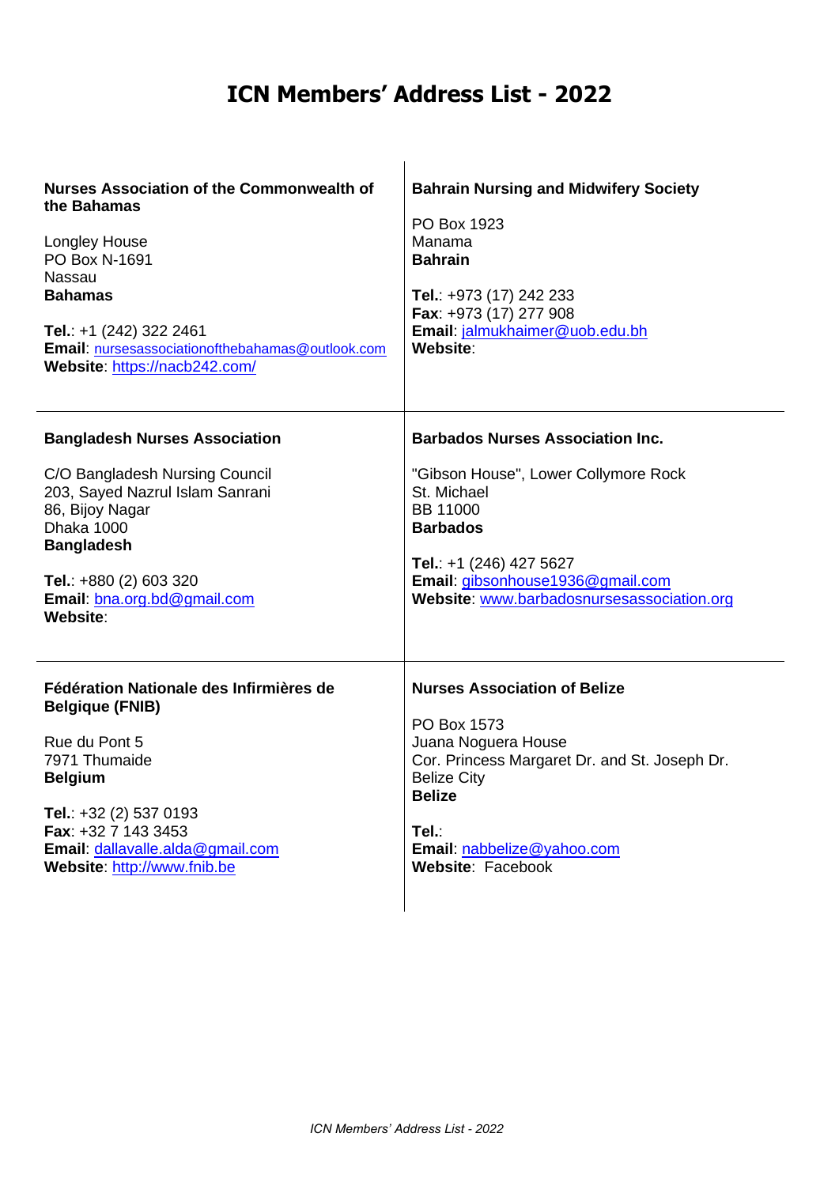# ICN Members' Address List - 2022

**Nurses Association of the Commonwealth of the Bahamas**

Longley House
PO Box N-1691
Nassau
**Bahamas**

**Tel.**: +1 (242) 322 2461
**Email**: nursesassociationofthebahamas@outlook.com
**Website**: https://nacb242.com/

---

**Bahrain Nursing and Midwifery Society**

PO Box 1923
Manama
**Bahrain**

**Tel.**: +973 (17) 242 233
**Fax**: +973 (17) 277 908
**Email**: jalmukhaimer@uob.edu.bh
**Website**:

---

**Bangladesh Nurses Association**

C/O Bangladesh Nursing Council
203, Sayed Nazrul Islam Sanrani
86, Bijoy Nagar
Dhaka 1000
**Bangladesh**

**Tel.**: +880 (2) 603 320
**Email**: bna.org.bd@gmail.com
**Website**:

---

**Barbados Nurses Association Inc.**

"Gibson House", Lower Collymore Rock
St. Michael
BB 11000
**Barbados**

**Tel.**: +1 (246) 427 5627
**Email**: gibsonhouse1936@gmail.com
**Website**: www.barbadosnursesassociation.org

---

**Fédération Nationale des Infirmières de Belgique (FNIB)**

Rue du Pont 5
7971 Thumaide
**Belgium**

**Tel.**: +32 (2) 537 0193
**Fax**: +32 7 143 3453
**Email**: dallavalle.alda@gmail.com
**Website**: http://www.fnib.be

---

**Nurses Association of Belize**

PO Box 1573
Juana Noguera House
Cor. Princess Margaret Dr. and St. Joseph Dr.
Belize City
**Belize**

**Tel.**:
**Email**: nabbelize@yahoo.com
**Website**: Facebook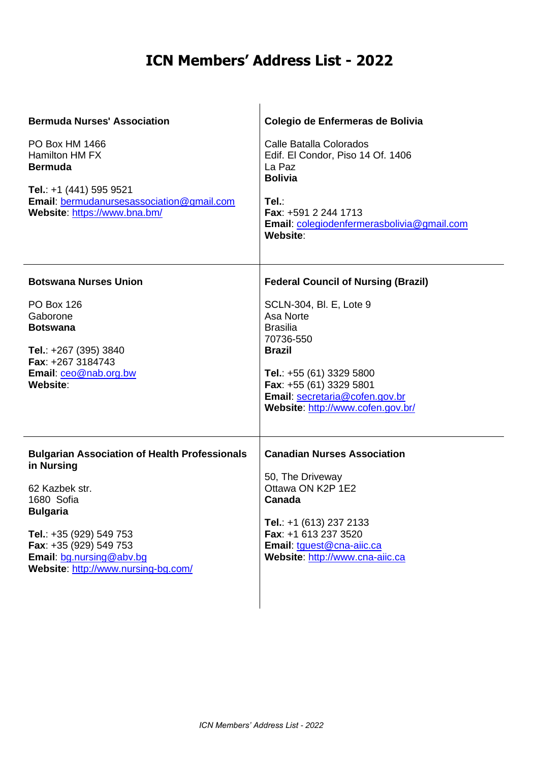# ICN Members' Address List - 2022

**Bermuda Nurses' Association**

PO Box HM 1466
Hamilton HM FX
**Bermuda**

**Tel.**: +1 (441) 595 9521
**Email**: bermudanursesassociation@gmail.com
**Website**: https://www.bna.bm/

**Colegio de Enfermeras de Bolivia**

Calle Batalla Colorados
Edif. El Condor, Piso 14 Of. 1406
La Paz
**Bolivia**

**Tel.**:
**Fax**: +591 2 244 1713
**Email**: colegiodenfermerasbolivia@gmail.com
**Website**:

**Botswana Nurses Union**

PO Box 126
Gaborone
**Botswana**

**Tel.**: +267 (395) 3840
**Fax**: +267 3184743
**Email**: ceo@nab.org.bw
**Website**:

**Federal Council of Nursing (Brazil)**

SCLN-304, Bl. E, Lote 9
Asa Norte
Brasilia
70736-550
**Brazil**

**Tel.**: +55 (61) 3329 5800
**Fax**: +55 (61) 3329 5801
**Email**: secretaria@cofen.gov.br
**Website**: http://www.cofen.gov.br/

**Bulgarian Association of Health Professionals in Nursing**

62 Kazbek str.
1680 Sofia
**Bulgaria**

**Tel.**: +35 (929) 549 753
**Fax**: +35 (929) 549 753
**Email**: bg.nursing@abv.bg
**Website**: http://www.nursing-bg.com/

**Canadian Nurses Association**

50, The Driveway
Ottawa ON K2P 1E2
**Canada**

**Tel.**: +1 (613) 237 2133
**Fax**: +1 613 237 3520
**Email**: tguest@cna-aiic.ca
**Website**: http://www.cna-aiic.ca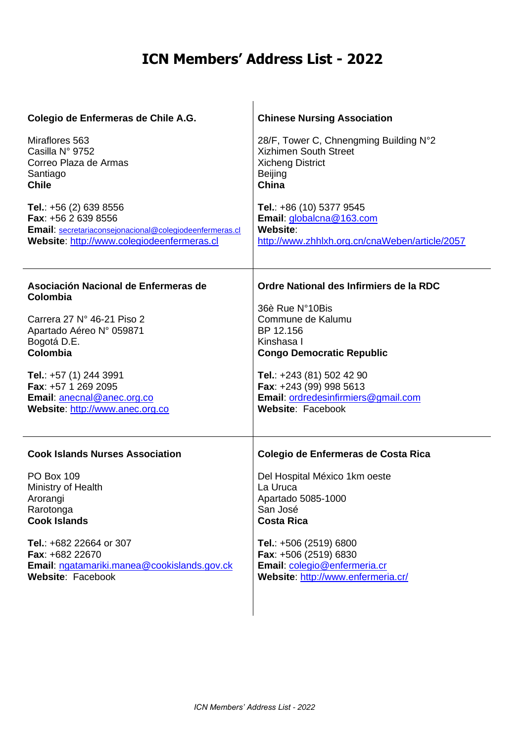# ICN Members' Address List - 2022

**Colegio de Enfermeras de Chile A.G.**

Miraflores 563
Casilla N° 9752
Correo Plaza de Armas
Santiago
**Chile**

**Tel.**: +56 (2) 639 8556
**Fax**: +56 2 639 8556
**Email**: secretariaconsejonacional@colegiodeenfermeras.cl
**Website**: http://www.colegiodeenfermeras.cl

**Chinese Nursing Association**

28/F, Tower C, Chnengming Building N°2
Xizhimen South Street
Xicheng District
Beijing
**China**

**Tel.**: +86 (10) 5377 9545
**Email**: globalcna@163.com
**Website**: http://www.zhhlxh.org.cn/cnaWeben/article/2057

**Asociación Nacional de Enfermeras de Colombia**

Carrera 27 N° 46-21 Piso 2
Apartado Aéreo N° 059871
Bogotá D.E.
**Colombia**

**Tel.**: +57 (1) 244 3991
**Fax**: +57 1 269 2095
**Email**: anecnal@anec.org.co
**Website**: http://www.anec.org.co

**Ordre National des Infirmiers de la RDC**

36è Rue N°10Bis
Commune de Kalumu
BP 12.156
Kinshasa I
**Congo Democratic Republic**

**Tel.**: +243 (81) 502 42 90
**Fax**: +243 (99) 998 5613
**Email**: ordredesinfirmiers@gmail.com
**Website**: Facebook

**Cook Islands Nurses Association**

PO Box 109
Ministry of Health
Arorangi
Rarotonga
**Cook Islands**

**Tel.**: +682 22664 or 307
**Fax**: +682 22670
**Email**: ngatamariki.manea@cookislands.gov.ck
**Website**: Facebook

**Colegio de Enfermeras de Costa Rica**

Del Hospital México 1km oeste
La Uruca
Apartado 5085-1000
San José
**Costa Rica**

**Tel.**: +506 (2519) 6800
**Fax**: +506 (2519) 6830
**Email**: colegio@enfermeria.cr
**Website**: http://www.enfermeria.cr/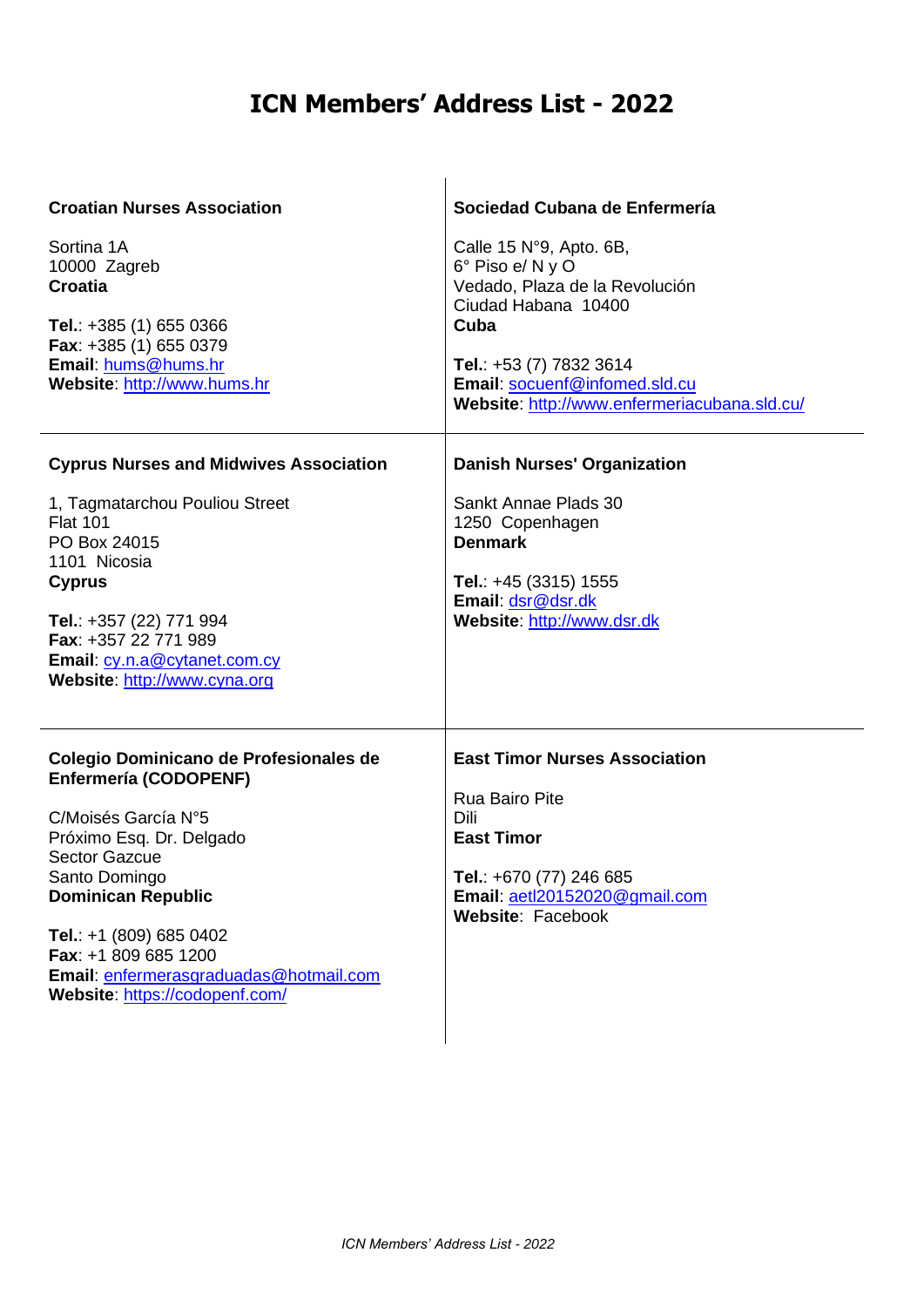# ICN Members' Address List - 2022

**Croatian Nurses Association**

Sortina 1A
10000 Zagreb
**Croatia**

**Tel.**: +385 (1) 655 0366
**Fax**: +385 (1) 655 0379
**Email**: hums@hums.hr
**Website**: http://www.hums.hr

**Sociedad Cubana de Enfermería**

Calle 15 N°9, Apto. 6B,
6° Piso e/ N y O
Vedado, Plaza de la Revolución
Ciudad Habana 10400
**Cuba**

**Tel.**: +53 (7) 7832 3614
**Email**: socuenf@infomed.sld.cu
**Website**: http://www.enfermeriacubana.sld.cu/

**Cyprus Nurses and Midwives Association**

1, Tagmatarchou Pouliou Street
Flat 101
PO Box 24015
1101 Nicosia
**Cyprus**

**Tel.**: +357 (22) 771 994
**Fax**: +357 22 771 989
**Email**: cy.n.a@cytanet.com.cy
**Website**: http://www.cyna.org

**Danish Nurses' Organization**

Sankt Annae Plads 30
1250 Copenhagen
**Denmark**

**Tel.**: +45 (3315) 1555
**Email**: dsr@dsr.dk
**Website**: http://www.dsr.dk

**Colegio Dominicano de Profesionales de Enfermería (CODOPENF)**

C/Moisés García N°5
Próximo Esq. Dr. Delgado
Sector Gazcue
Santo Domingo
**Dominican Republic**

**Tel.**: +1 (809) 685 0402
**Fax**: +1 809 685 1200
**Email**: enfermerasgraduadas@hotmail.com
**Website**: https://codopenf.com/

**East Timor Nurses Association**

Rua Bairo Pite
Dili
**East Timor**

**Tel.**: +670 (77) 246 685
**Email**: aetl20152020@gmail.com
**Website**: Facebook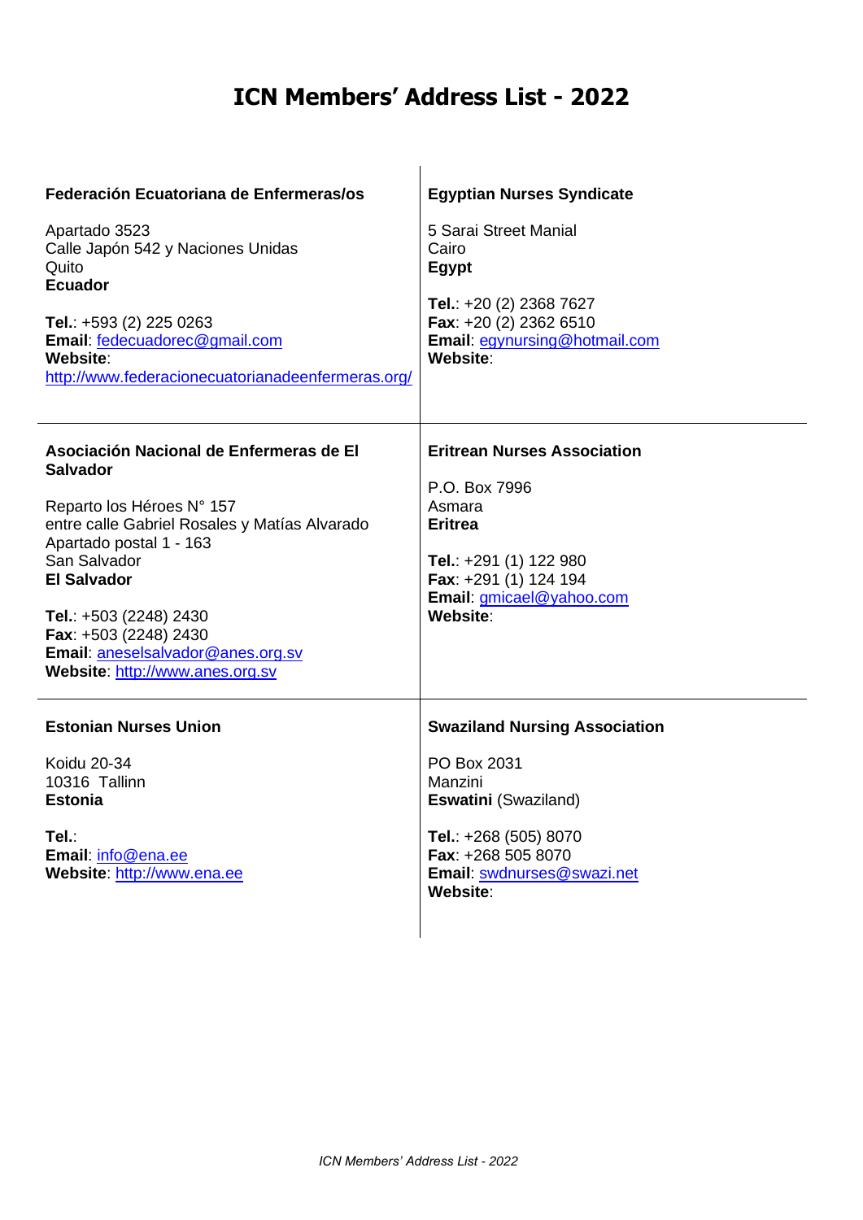# ICN Members' Address List - 2022

**Federación Ecuatoriana de Enfermeras/os**

Apartado 3523
Calle Japón 542 y Naciones Unidas
Quito
**Ecuador**

**Tel.**: +593 (2) 225 0263
**Email**: fedecuadorec@gmail.com
**Website**: http://www.federacionecuatorianadeenfermeras.org/

**Egyptian Nurses Syndicate**

5 Sarai Street Manial
Cairo
**Egypt**

**Tel.**: +20 (2) 2368 7627
**Fax**: +20 (2) 2362 6510
**Email**: egynursing@hotmail.com
**Website**:

**Asociación Nacional de Enfermeras de El Salvador**

Reparto los Héroes N° 157
entre calle Gabriel Rosales y Matías Alvarado
Apartado postal 1 - 163
San Salvador
**El Salvador**

**Tel.**: +503 (2248) 2430
**Fax**: +503 (2248) 2430
**Email**: aneselsalvador@anes.org.sv
**Website**: http://www.anes.org.sv

**Eritrean Nurses Association**

P.O. Box 7996
Asmara
**Eritrea**

**Tel.**: +291 (1) 122 980
**Fax**: +291 (1) 124 194
**Email**: gmicael@yahoo.com
**Website**:

**Estonian Nurses Union**

Koidu 20-34
10316 Tallinn
**Estonia**

**Tel.**:
**Email**: info@ena.ee
**Website**: http://www.ena.ee

**Swaziland Nursing Association**

PO Box 2031
Manzini
**Eswatini** (Swaziland)

**Tel.**: +268 (505) 8070
**Fax**: +268 505 8070
**Email**: swdnurses@swazi.net
**Website**: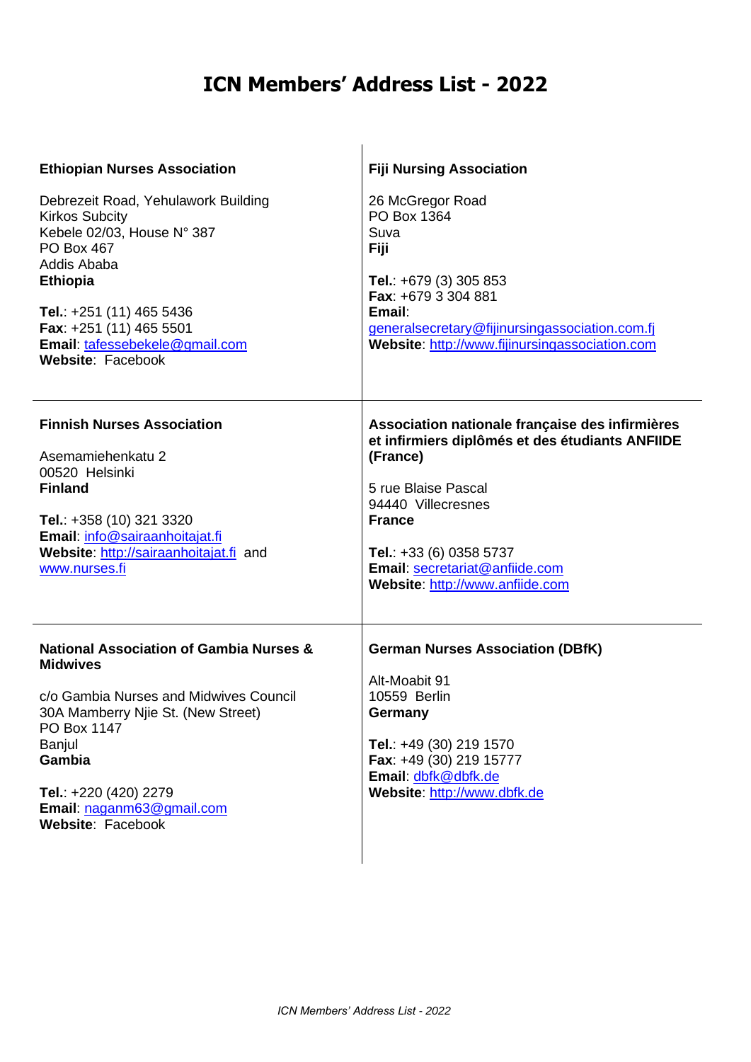# ICN Members' Address List - 2022

**Ethiopian Nurses Association**

Debrezeit Road, Yehulawork Building
Kirkos Subcity
Kebele 02/03, House N° 387
PO Box 467
Addis Ababa
**Ethiopia**

**Tel.**: +251 (11) 465 5436
**Fax**: +251 (11) 465 5501
**Email**: tafessebekele@gmail.com
**Website**: Facebook

**Fiji Nursing Association**

26 McGregor Road
PO Box 1364
Suva
**Fiji**

**Tel.**: +679 (3) 305 853
**Fax**: +679 3 304 881
**Email**: generalsecretary@fijinursingassociation.com.fj
**Website**: http://www.fijinursingassociation.com

**Finnish Nurses Association**

Asemamiehenkatu 2
00520 Helsinki
**Finland**

**Tel.**: +358 (10) 321 3320
**Email**: info@sairaanhoitajat.fi
**Website**: http://sairaanhoitajat.fi and www.nurses.fi

**Association nationale française des infirmières et infirmiers diplômés et des étudiants ANFIIDE (France)**

5 rue Blaise Pascal
94440 Villecresnes
**France**

**Tel.**: +33 (6) 0358 5737
**Email**: secretariat@anfiide.com
**Website**: http://www.anfiide.com

**National Association of Gambia Nurses & Midwives**

c/o Gambia Nurses and Midwives Council
30A Mamberry Njie St. (New Street)
PO Box 1147
Banjul
**Gambia**

**Tel.**: +220 (420) 2279
**Email**: naganm63@gmail.com
**Website**: Facebook

**German Nurses Association (DBfK)**

Alt-Moabit 91
10559 Berlin
**Germany**

**Tel.**: +49 (30) 219 1570
**Fax**: +49 (30) 219 15777
**Email**: dbfk@dbfk.de
**Website**: http://www.dbfk.de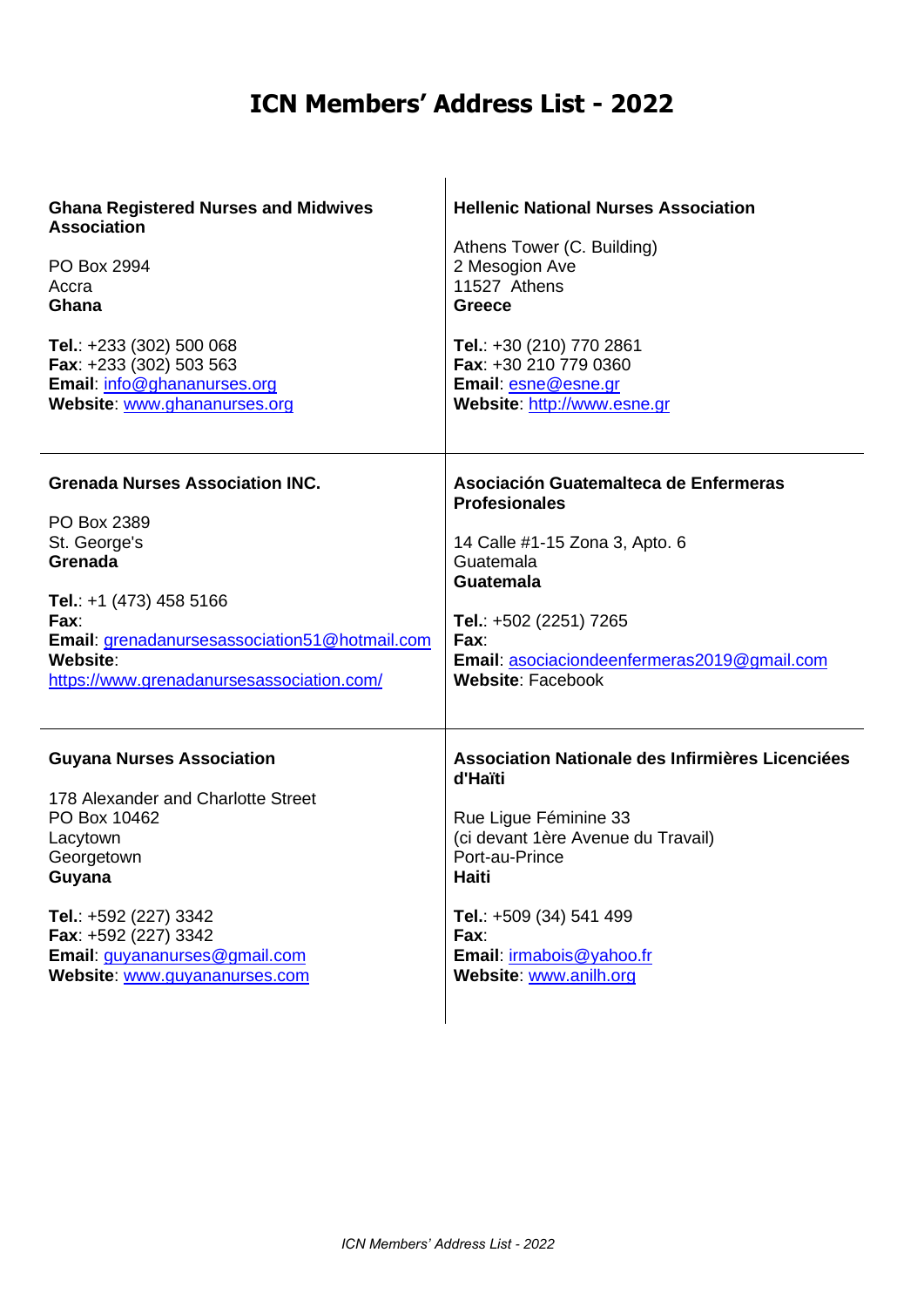# ICN Members' Address List - 2022

**Ghana Registered Nurses and Midwives Association**

PO Box 2994
Accra
**Ghana**

**Tel.**: +233 (302) 500 068
**Fax**: +233 (302) 503 563
**Email**: info@ghananurses.org
**Website**: www.ghananurses.org

---

**Hellenic National Nurses Association**

Athens Tower (C. Building)
2 Mesogion Ave
11527 Athens
**Greece**

**Tel.**: +30 (210) 770 2861
**Fax**: +30 210 779 0360
**Email**: esne@esne.gr
**Website**: http://www.esne.gr

---

**Grenada Nurses Association INC.**

PO Box 2389
St. George's
**Grenada**

**Tel.**: +1 (473) 458 5166
**Fax**:
**Email**: grenadanursesassociation51@hotmail.com
**Website**: https://www.grenadanursesassociation.com/

---

**Asociación Guatemalteca de Enfermeras Profesionales**

14 Calle #1-15 Zona 3, Apto. 6
Guatemala
**Guatemala**

**Tel.**: +502 (2251) 7265
**Fax**:
**Email**: asociaciondeenfermeras2019@gmail.com
**Website**: Facebook

---

**Guyana Nurses Association**

178 Alexander and Charlotte Street
PO Box 10462
Lacytown
Georgetown
**Guyana**

**Tel.**: +592 (227) 3342
**Fax**: +592 (227) 3342
**Email**: guyananurses@gmail.com
**Website**: www.guyananurses.com

---

**Association Nationale des Infirmières Licenciées d'Haïti**

Rue Ligue Féminine 33
(ci devant 1ère Avenue du Travail)
Port-au-Prince
**Haiti**

**Tel.**: +509 (34) 541 499
**Fax**:
**Email**: irmabois@yahoo.fr
**Website**: www.anilh.org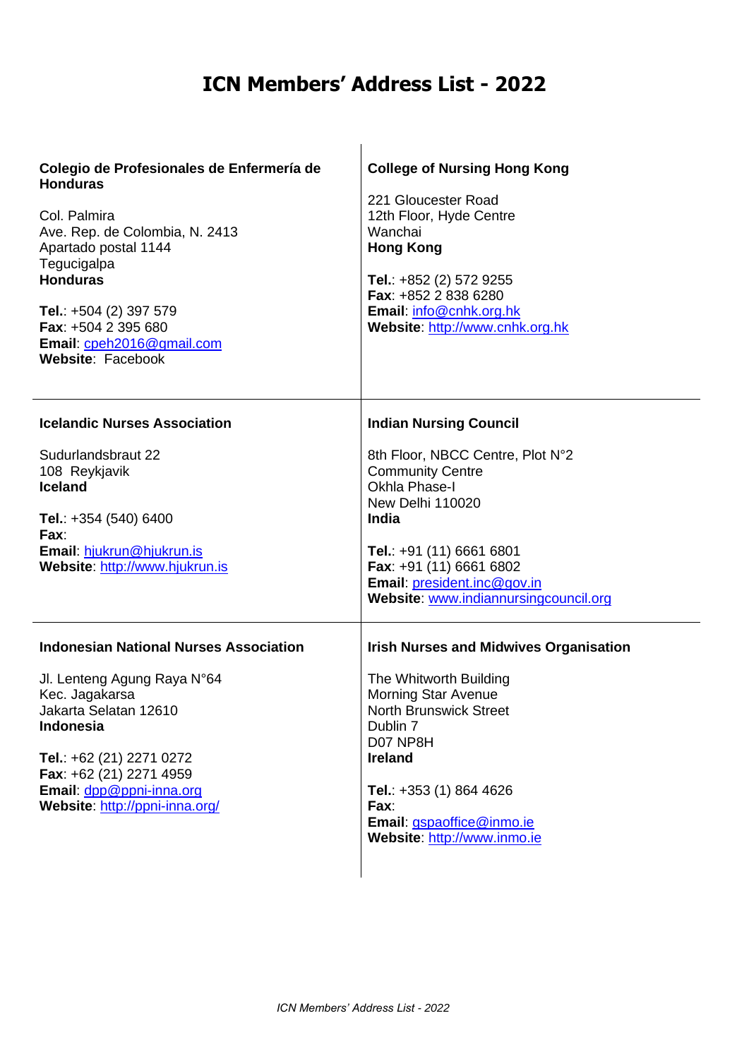# ICN Members' Address List - 2022

**Colegio de Profesionales de Enfermería de Honduras**

Col. Palmira
Ave. Rep. de Colombia, N. 2413
Apartado postal 1144
Tegucigalpa
**Honduras**

**Tel.**: +504 (2) 397 579
**Fax**: +504 2 395 680
**Email**: cpeh2016@gmail.com
**Website**: Facebook

**College of Nursing Hong Kong**

221 Gloucester Road
12th Floor, Hyde Centre
Wanchai
**Hong Kong**

**Tel.**: +852 (2) 572 9255
**Fax**: +852 2 838 6280
**Email**: info@cnhk.org.hk
**Website**: http://www.cnhk.org.hk

**Icelandic Nurses Association**

Sudurlandsbraut 22
108 Reykjavik
**Iceland**

**Tel.**: +354 (540) 6400
**Fax**:
**Email**: hjukrun@hjukrun.is
**Website**: http://www.hjukrun.is

**Indian Nursing Council**

8th Floor, NBCC Centre, Plot N°2
Community Centre
Okhla Phase-I
New Delhi 110020
**India**

**Tel.**: +91 (11) 6661 6801
**Fax**: +91 (11) 6661 6802
**Email**: president.inc@gov.in
**Website**: www.indiannursingcouncil.org

**Indonesian National Nurses Association**

Jl. Lenteng Agung Raya N°64
Kec. Jagakarsa
Jakarta Selatan 12610
**Indonesia**

**Tel.**: +62 (21) 2271 0272
**Fax**: +62 (21) 2271 4959
**Email**: dpp@ppni-inna.org
**Website**: http://ppni-inna.org/

**Irish Nurses and Midwives Organisation**

The Whitworth Building
Morning Star Avenue
North Brunswick Street
Dublin 7
D07 NP8H
**Ireland**

**Tel.**: +353 (1) 864 4626
**Fax**:
**Email**: gspaoffice@inmo.ie
**Website**: http://www.inmo.ie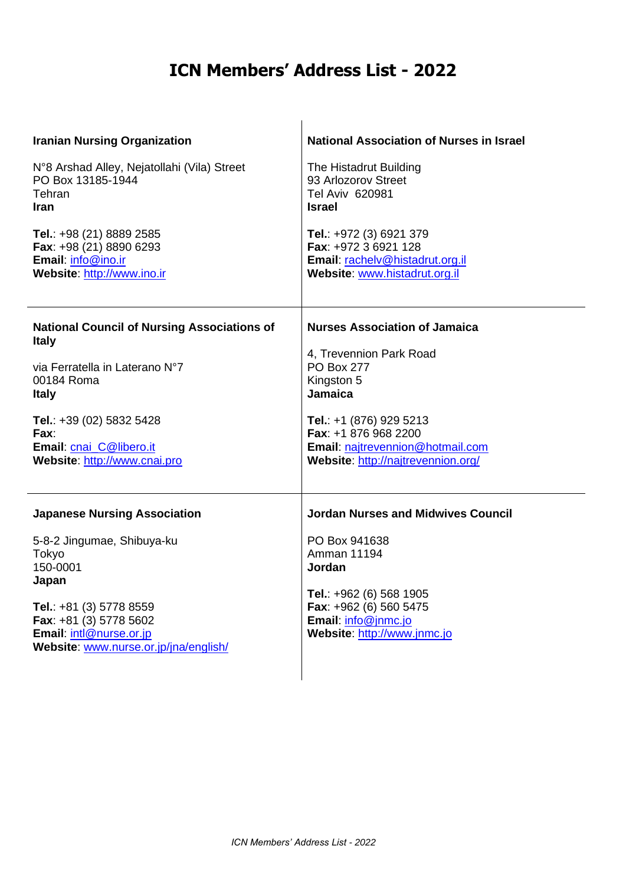# ICN Members' Address List - 2022

**Iranian Nursing Organization**

N°8 Arshad Alley, Nejatollahi (Vila) Street
PO Box 13185-1944
Tehran
**Iran**

**Tel.**: +98 (21) 8889 2585
**Fax**: +98 (21) 8890 6293
**Email**: info@ino.ir
**Website**: http://www.ino.ir

**National Association of Nurses in Israel**

The Histadrut Building
93 Arlozorov Street
Tel Aviv 620981
**Israel**

**Tel.**: +972 (3) 6921 379
**Fax**: +972 3 6921 128
**Email**: rachelv@histadrut.org.il
**Website**: www.histadrut.org.il

**National Council of Nursing Associations of Italy**

via Ferratella in Laterano N°7
00184 Roma
**Italy**

**Tel.**: +39 (02) 5832 5428
**Fax**:
**Email**: cnai_C@libero.it
**Website**: http://www.cnai.pro

**Nurses Association of Jamaica**

4, Trevennion Park Road
PO Box 277
Kingston 5
**Jamaica**

**Tel.**: +1 (876) 929 5213
**Fax**: +1 876 968 2200
**Email**: najtrevennion@hotmail.com
**Website**: http://najtrevennion.org/

**Japanese Nursing Association**

5-8-2 Jingumae, Shibuya-ku
Tokyo
150-0001
**Japan**

**Tel.**: +81 (3) 5778 8559
**Fax**: +81 (3) 5778 5602
**Email**: intl@nurse.or.jp
**Website**: www.nurse.or.jp/jna/english/

**Jordan Nurses and Midwives Council**

PO Box 941638
Amman 11194
**Jordan**

**Tel.**: +962 (6) 568 1905
**Fax**: +962 (6) 560 5475
**Email**: info@jnmc.jo
**Website**: http://www.jnmc.jo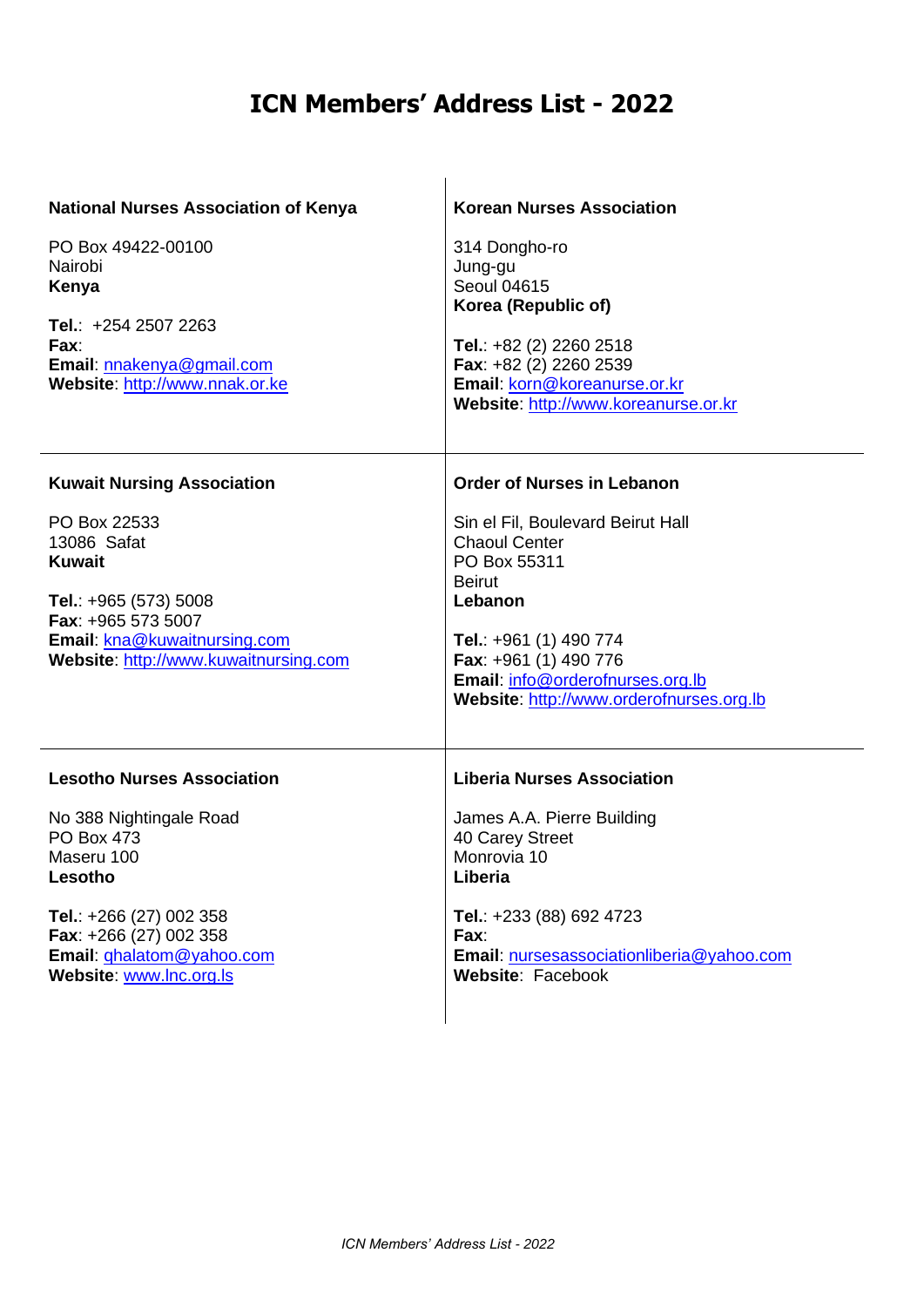# ICN Members' Address List - 2022

**National Nurses Association of Kenya**

PO Box 49422-00100
Nairobi
**Kenya**

**Tel.**: +254 2507 2263
**Fax**:
**Email**: nnakenya@gmail.com
**Website**: http://www.nnak.or.ke

**Korean Nurses Association**

314 Dongho-ro
Jung-gu
Seoul 04615
**Korea (Republic of)**

**Tel.**: +82 (2) 2260 2518
**Fax**: +82 (2) 2260 2539
**Email**: korn@koreanurse.or.kr
**Website**: http://www.koreanurse.or.kr

**Kuwait Nursing Association**

PO Box 22533
13086 Safat
**Kuwait**

**Tel.**: +965 (573) 5008
**Fax**: +965 573 5007
**Email**: kna@kuwaitnursing.com
**Website**: http://www.kuwaitnursing.com

**Order of Nurses in Lebanon**

Sin el Fil, Boulevard Beirut Hall
Chaoul Center
PO Box 55311
Beirut
**Lebanon**

**Tel.**: +961 (1) 490 774
**Fax**: +961 (1) 490 776
**Email**: info@orderofnurses.org.lb
**Website**: http://www.orderofnurses.org.lb

**Lesotho Nurses Association**

No 388 Nightingale Road
PO Box 473
Maseru 100
**Lesotho**

**Tel.**: +266 (27) 002 358
**Fax**: +266 (27) 002 358
**Email**: qhalatom@yahoo.com
**Website**: www.lnc.org.ls

**Liberia Nurses Association**

James A.A. Pierre Building
40 Carey Street
Monrovia 10
**Liberia**

**Tel.**: +233 (88) 692 4723
**Fax**:
**Email**: nursesassociationliberia@yahoo.com
**Website**: Facebook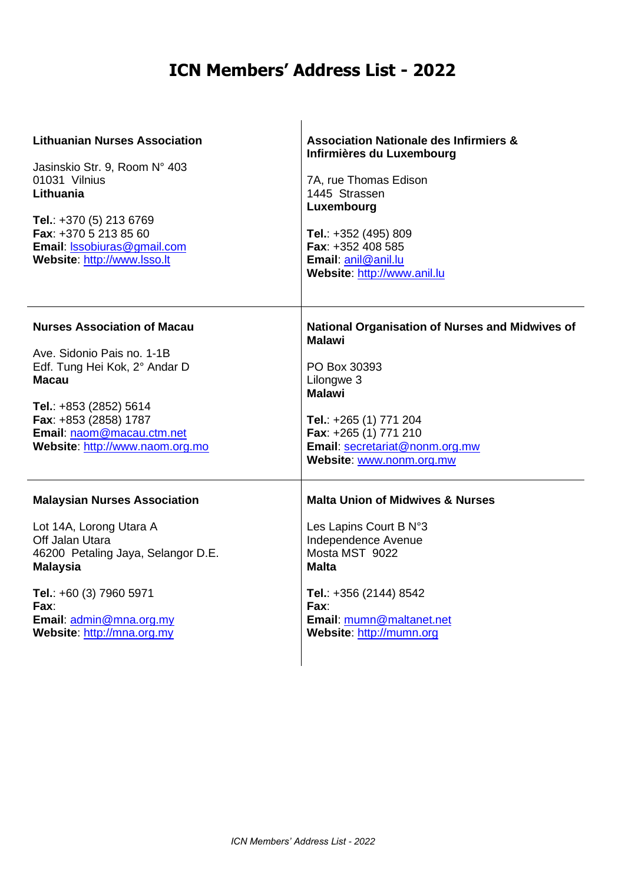# ICN Members' Address List - 2022

**Lithuanian Nurses Association**

Jasinskio Str. 9, Room N° 403
01031 Vilnius
**Lithuania**

**Tel.**: +370 (5) 213 6769
**Fax**: +370 5 213 85 60
**Email**: lssobiuras@gmail.com
**Website**: http://www.lsso.lt

---

**Association Nationale des Infirmiers & Infirmières du Luxembourg**

7A, rue Thomas Edison
1445 Strassen
**Luxembourg**

**Tel.**: +352 (495) 809
**Fax**: +352 408 585
**Email**: anil@anil.lu
**Website**: http://www.anil.lu

---

**Nurses Association of Macau**

Ave. Sidonio Pais no. 1-1B
Edf. Tung Hei Kok, 2° Andar D
**Macau**

**Tel.**: +853 (2852) 5614
**Fax**: +853 (2858) 1787
**Email**: naom@macau.ctm.net
**Website**: http://www.naom.org.mo

---

**National Organisation of Nurses and Midwives of Malawi**

PO Box 30393
Lilongwe 3
**Malawi**

**Tel.**: +265 (1) 771 204
**Fax**: +265 (1) 771 210
**Email**: secretariat@nonm.org.mw
**Website**: www.nonm.org.mw

---

**Malaysian Nurses Association**

Lot 14A, Lorong Utara A
Off Jalan Utara
46200 Petaling Jaya, Selangor D.E.
**Malaysia**

**Tel.**: +60 (3) 7960 5971
**Fax**:
**Email**: admin@mna.org.my
**Website**: http://mna.org.my

---

**Malta Union of Midwives & Nurses**

Les Lapins Court B N°3
Independence Avenue
Mosta MST 9022
**Malta**

**Tel.**: +356 (2144) 8542
**Fax**:
**Email**: mumn@maltanet.net
**Website**: http://mumn.org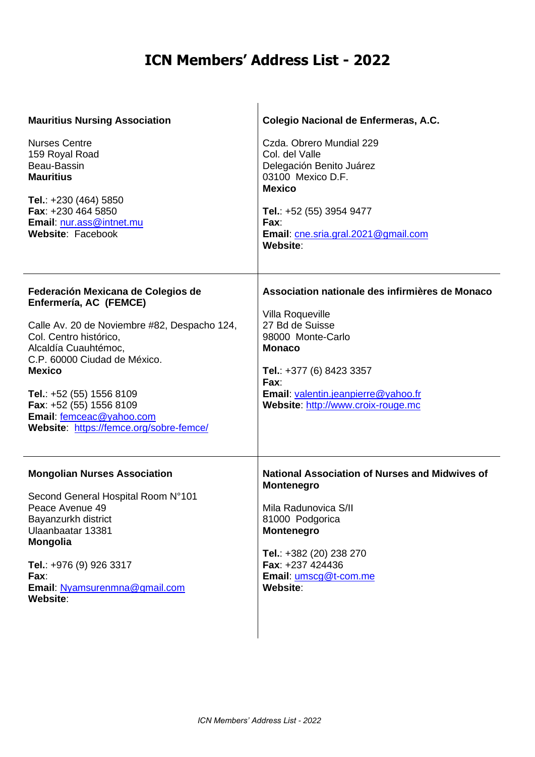# ICN Members' Address List - 2022

**Mauritius Nursing Association**

Nurses Centre
159 Royal Road
Beau-Bassin
**Mauritius**

**Tel.**: +230 (464) 5850
**Fax**: +230 464 5850
**Email**: nur.ass@intnet.mu
**Website**: Facebook

**Colegio Nacional de Enfermeras, A.C.**

Czda. Obrero Mundial 229
Col. del Valle
Delegación Benito Juárez
03100 Mexico D.F.
**Mexico**

**Tel.**: +52 (55) 3954 9477
**Fax**:
**Email**: cne.sria.gral.2021@gmail.com
**Website**:

**Federación Mexicana de Colegios de Enfermería, AC (FEMCE)**

Calle Av. 20 de Noviembre #82, Despacho 124,
Col. Centro histórico,
Alcaldía Cuauhtémoc,
C.P. 60000 Ciudad de México.
**Mexico**

**Tel.**: +52 (55) 1556 8109
**Fax**: +52 (55) 1556 8109
**Email**: femceac@yahoo.com
**Website**: https://femce.org/sobre-femce/

**Association nationale des infirmières de Monaco**

Villa Roqueville
27 Bd de Suisse
98000 Monte-Carlo
**Monaco**

**Tel.**: +377 (6) 8423 3357
**Fax**:
**Email**: valentin.jeanpierre@yahoo.fr
**Website**: http://www.croix-rouge.mc

**Mongolian Nurses Association**

Second General Hospital Room N°101
Peace Avenue 49
Bayanzurkh district
Ulaanbaatar 13381
**Mongolia**

**Tel.**: +976 (9) 926 3317
**Fax**:
**Email**: Nyamsurenmna@gmail.com
**Website**:

**National Association of Nurses and Midwives of Montenegro**

Mila Radunovica S/II
81000 Podgorica
**Montenegro**

**Tel.**: +382 (20) 238 270
**Fax**: +237 424436
**Email**: umscg@t-com.me
**Website**: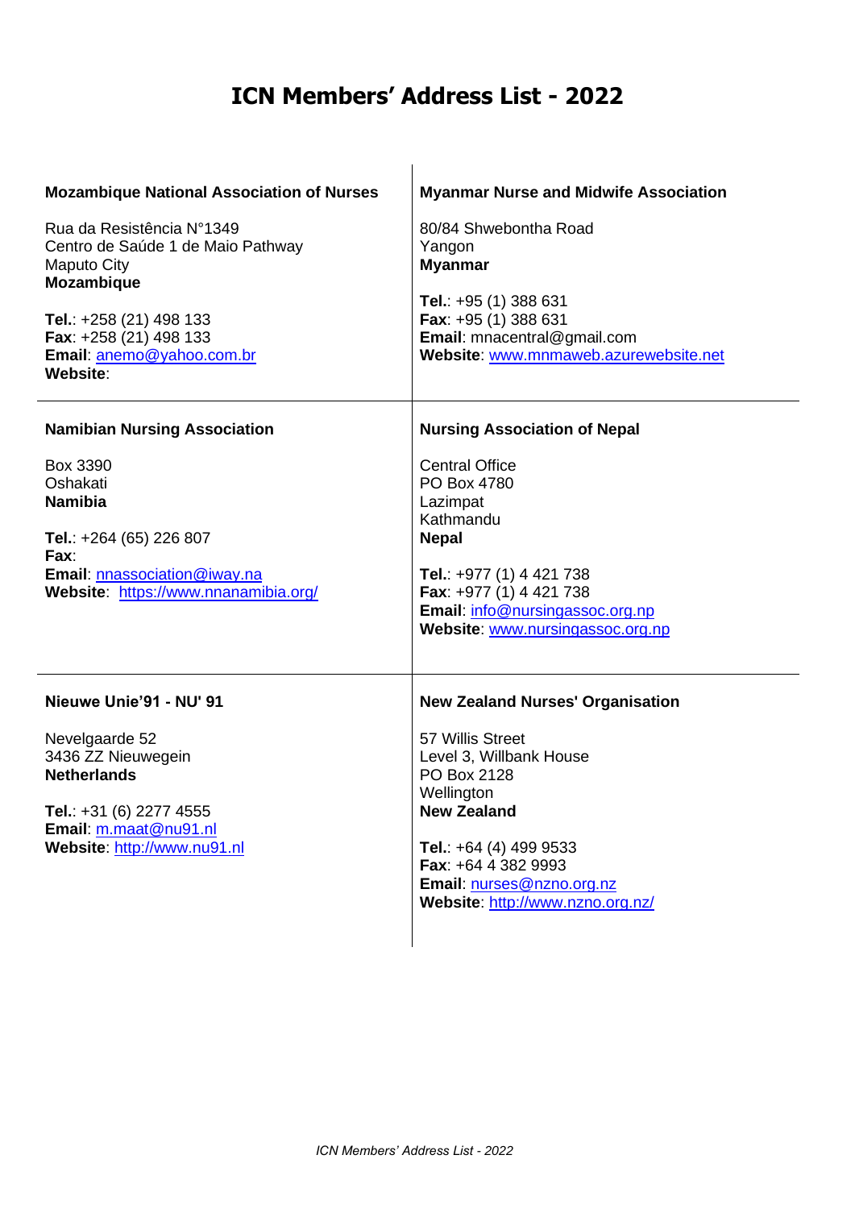# ICN Members' Address List - 2022

**Mozambique National Association of Nurses**

Rua da Resistência N°1349
Centro de Saúde 1 de Maio Pathway
Maputo City
**Mozambique**

**Tel.**: +258 (21) 498 133
**Fax**: +258 (21) 498 133
**Email**: anemo@yahoo.com.br
**Website**:

**Myanmar Nurse and Midwife Association**

80/84 Shwebontha Road
Yangon
**Myanmar**

**Tel.**: +95 (1) 388 631
**Fax**: +95 (1) 388 631
**Email**: mnacentral@gmail.com
**Website**: www.mnmaweb.azurewebsite.net

**Namibian Nursing Association**

Box 3390
Oshakati
**Namibia**

**Tel.**: +264 (65) 226 807
**Fax**:
**Email**: nnassociation@iway.na
**Website**: https://www.nnanamibia.org/

**Nursing Association of Nepal**

Central Office
PO Box 4780
Lazimpat
Kathmandu
**Nepal**

**Tel.**: +977 (1) 4 421 738
**Fax**: +977 (1) 4 421 738
**Email**: info@nursingassoc.org.np
**Website**: www.nursingassoc.org.np

**Nieuwe Unie'91 - NU' 91**

Nevelgaarde 52
3436 ZZ Nieuwegein
**Netherlands**

**Tel.**: +31 (6) 2277 4555
**Email**: m.maat@nu91.nl
**Website**: http://www.nu91.nl

**New Zealand Nurses' Organisation**

57 Willis Street
Level 3, Willbank House
PO Box 2128
Wellington
**New Zealand**

**Tel.**: +64 (4) 499 9533
**Fax**: +64 4 382 9993
**Email**: nurses@nzno.org.nz
**Website**: http://www.nzno.org.nz/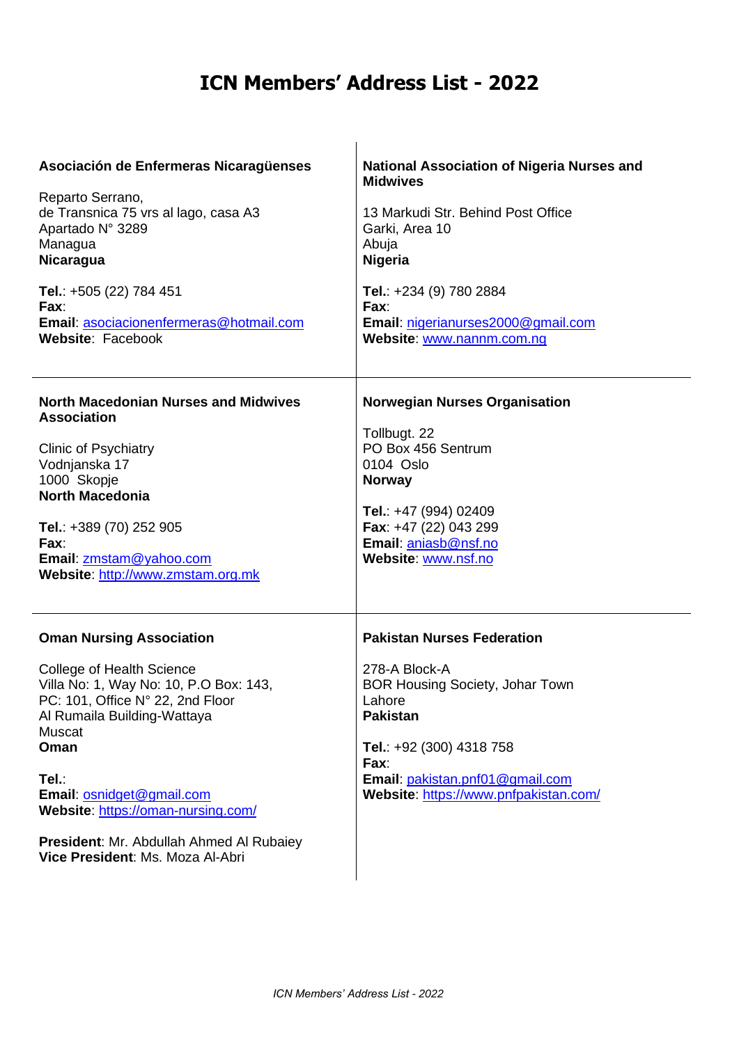# ICN Members' Address List - 2022

**Asociación de Enfermeras Nicaragüenses**

Reparto Serrano,
de Transnica 75 vrs al lago, casa A3
Apartado N° 3289
Managua
**Nicaragua**

**Tel.**: +505 (22) 784 451
**Fax**:
**Email**: asociacionenfermeras@hotmail.com
**Website**: Facebook

**National Association of Nigeria Nurses and Midwives**

13 Markudi Str. Behind Post Office
Garki, Area 10
Abuja
**Nigeria**

**Tel.**: +234 (9) 780 2884
**Fax**:
**Email**: nigerianurses2000@gmail.com
**Website**: www.nannm.com.ng

**North Macedonian Nurses and Midwives Association**

Clinic of Psychiatry
Vodnjanska 17
1000 Skopje
**North Macedonia**

**Tel.**: +389 (70) 252 905
**Fax**:
**Email**: zmstam@yahoo.com
**Website**: http://www.zmstam.org.mk

**Norwegian Nurses Organisation**

Tollbugt. 22
PO Box 456 Sentrum
0104 Oslo
**Norway**

**Tel.**: +47 (994) 02409
**Fax**: +47 (22) 043 299
**Email**: aniasb@nsf.no
**Website**: www.nsf.no

**Oman Nursing Association**

College of Health Science
Villa No: 1, Way No: 10, P.O Box: 143,
PC: 101, Office N° 22, 2nd Floor
Al Rumaila Building-Wattaya
Muscat
**Oman**

**Tel.**:
**Email**: osnidget@gmail.com
**Website**: https://oman-nursing.com/

**President**: Mr. Abdullah Ahmed Al Rubaiey
**Vice President**: Ms. Moza Al-Abri

**Pakistan Nurses Federation**

278-A Block-A
BOR Housing Society, Johar Town
Lahore
**Pakistan**

**Tel.**: +92 (300) 4318 758
**Fax**:
**Email**: pakistan.pnf01@gmail.com
**Website**: https://www.pnfpakistan.com/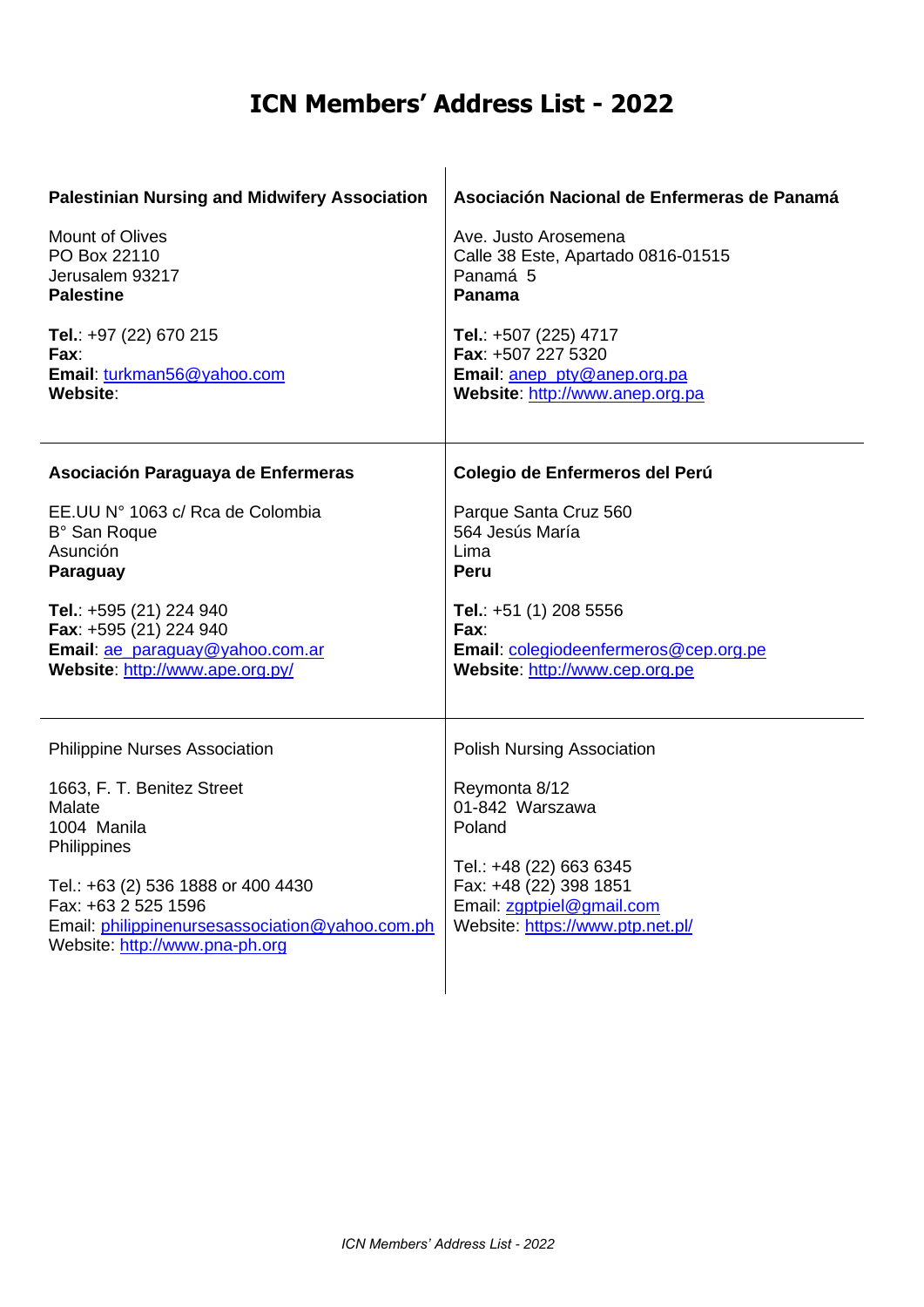# ICN Members' Address List - 2022

**Palestinian Nursing and Midwifery Association**

Mount of Olives
PO Box 22110
Jerusalem 93217
**Palestine**

**Tel.**: +97 (22) 670 215
**Fax**:
**Email**: turkman56@yahoo.com
**Website**:

**Asociación Nacional de Enfermeras de Panamá**

Ave. Justo Arosemena
Calle 38 Este, Apartado 0816-01515
Panamá 5
**Panama**

**Tel.**: +507 (225) 4717
**Fax**: +507 227 5320
**Email**: anep_pty@anep.org.pa
**Website**: http://www.anep.org.pa

**Asociación Paraguaya de Enfermeras**

EE.UU N° 1063 c/ Rca de Colombia
B° San Roque
Asunción
**Paraguay**

**Tel.**: +595 (21) 224 940
**Fax**: +595 (21) 224 940
**Email**: ae_paraguay@yahoo.com.ar
**Website**: http://www.ape.org.py/

**Colegio de Enfermeros del Perú**

Parque Santa Cruz 560
564 Jesús María
Lima
**Peru**

**Tel.**: +51 (1) 208 5556
**Fax**:
**Email**: colegiodeenfermeros@cep.org.pe
**Website**: http://www.cep.org.pe

Philippine Nurses Association

1663, F. T. Benitez Street
Malate
1004 Manila
Philippines

Tel.: +63 (2) 536 1888 or 400 4430
Fax: +63 2 525 1596
Email: philippinenursesassociation@yahoo.com.ph
Website: http://www.pna-ph.org

Polish Nursing Association

Reymonta 8/12
01-842 Warszawa
Poland

Tel.: +48 (22) 663 6345
Fax: +48 (22) 398 1851
Email: zgptpiel@gmail.com
Website: https://www.ptp.net.pl/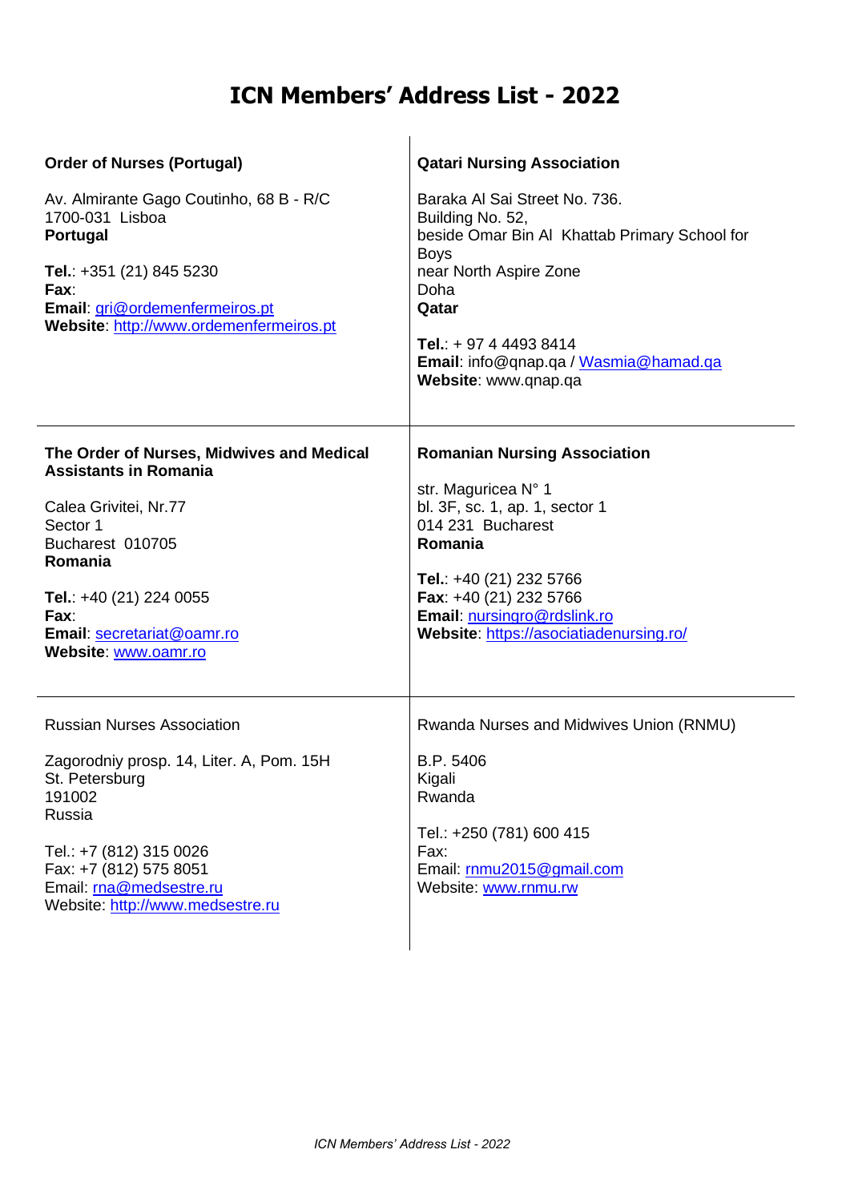# ICN Members' Address List - 2022

**Order of Nurses (Portugal)**

Av. Almirante Gago Coutinho, 68 B - R/C
1700-031 Lisboa
**Portugal**

**Tel.**: +351 (21) 845 5230
**Fax**:
**Email**: gri@ordemenfermeiros.pt
**Website**: http://www.ordemenfermeiros.pt

**Qatari Nursing Association**

Baraka Al Sai Street No. 736.
Building No. 52,
beside Omar Bin Al Khattab Primary School for Boys
near North Aspire Zone
Doha
**Qatar**

**Tel.**: + 97 4 4493 8414
**Email**: info@qnap.qa / Wasmia@hamad.qa
**Website**: www.qnap.qa

**The Order of Nurses, Midwives and Medical Assistants in Romania**

Calea Grivitei, Nr.77
Sector 1
Bucharest 010705
**Romania**

**Tel.**: +40 (21) 224 0055
**Fax**:
**Email**: secretariat@oamr.ro
**Website**: www.oamr.ro

**Romanian Nursing Association**

str. Maguricea N° 1
bl. 3F, sc. 1, ap. 1, sector 1
014 231 Bucharest
**Romania**

**Tel.**: +40 (21) 232 5766
**Fax**: +40 (21) 232 5766
**Email**: nursingro@rdslink.ro
**Website**: https://asociatiadenursing.ro/

Russian Nurses Association

Zagorodniy prosp. 14, Liter. A, Pom. 15H
St. Petersburg
191002
Russia

Tel.: +7 (812) 315 0026
Fax: +7 (812) 575 8051
Email: rna@medsestre.ru
Website: http://www.medsestre.ru

Rwanda Nurses and Midwives Union (RNMU)

B.P. 5406
Kigali
Rwanda

Tel.: +250 (781) 600 415
Fax:
Email: rnmu2015@gmail.com
Website: www.rnmu.rw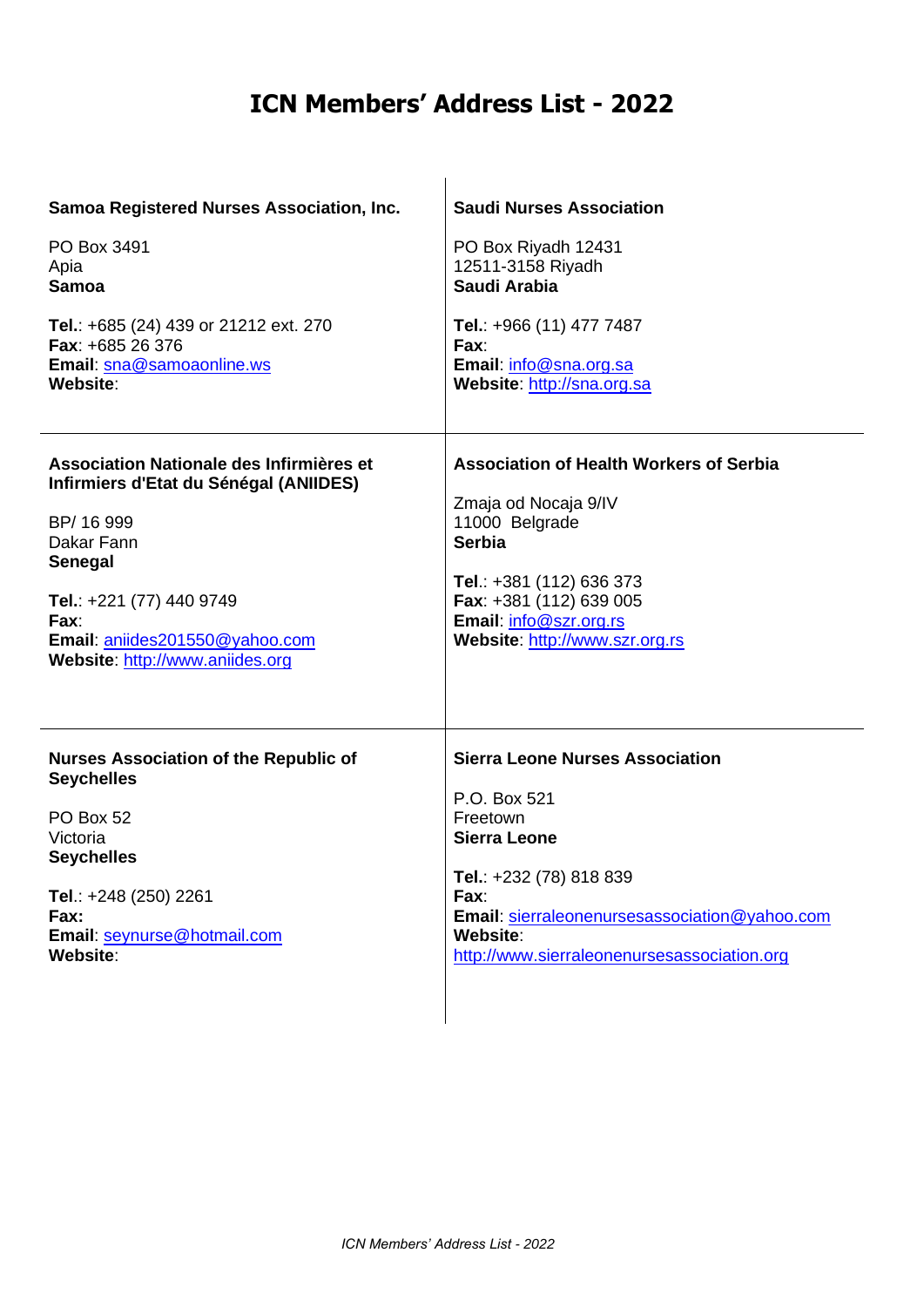# ICN Members' Address List - 2022

**Samoa Registered Nurses Association, Inc.**

PO Box 3491
Apia
**Samoa**

**Tel.**: +685 (24) 439 or 21212 ext. 270
**Fax**: +685 26 376
**Email**: sna@samoaonline.ws
**Website**:

**Saudi Nurses Association**

PO Box Riyadh 12431
12511-3158 Riyadh
**Saudi Arabia**

**Tel.**: +966 (11) 477 7487
**Fax**:
**Email**: info@sna.org.sa
**Website**: http://sna.org.sa

**Association Nationale des Infirmières et Infirmiers d'Etat du Sénégal (ANIIDES)**

BP/ 16 999
Dakar Fann
**Senegal**

**Tel.**: +221 (77) 440 9749
**Fax**:
**Email**: aniides201550@yahoo.com
**Website**: http://www.aniides.org

**Association of Health Workers of Serbia**

Zmaja od Nocaja 9/IV
11000 Belgrade
**Serbia**

**Tel**.: +381 (112) 636 373
**Fax**: +381 (112) 639 005
**Email**: info@szr.org.rs
**Website**: http://www.szr.org.rs

**Nurses Association of the Republic of Seychelles**

PO Box 52
Victoria
**Seychelles**

**Tel**.: +248 (250) 2261
**Fax:**
**Email**: seynurse@hotmail.com
**Website**:

**Sierra Leone Nurses Association**

P.O. Box 521
Freetown
**Sierra Leone**

**Tel.**: +232 (78) 818 839
**Fax**:
**Email**: sierraleonenursesassociation@yahoo.com
**Website**: http://www.sierraleonenursesassociation.org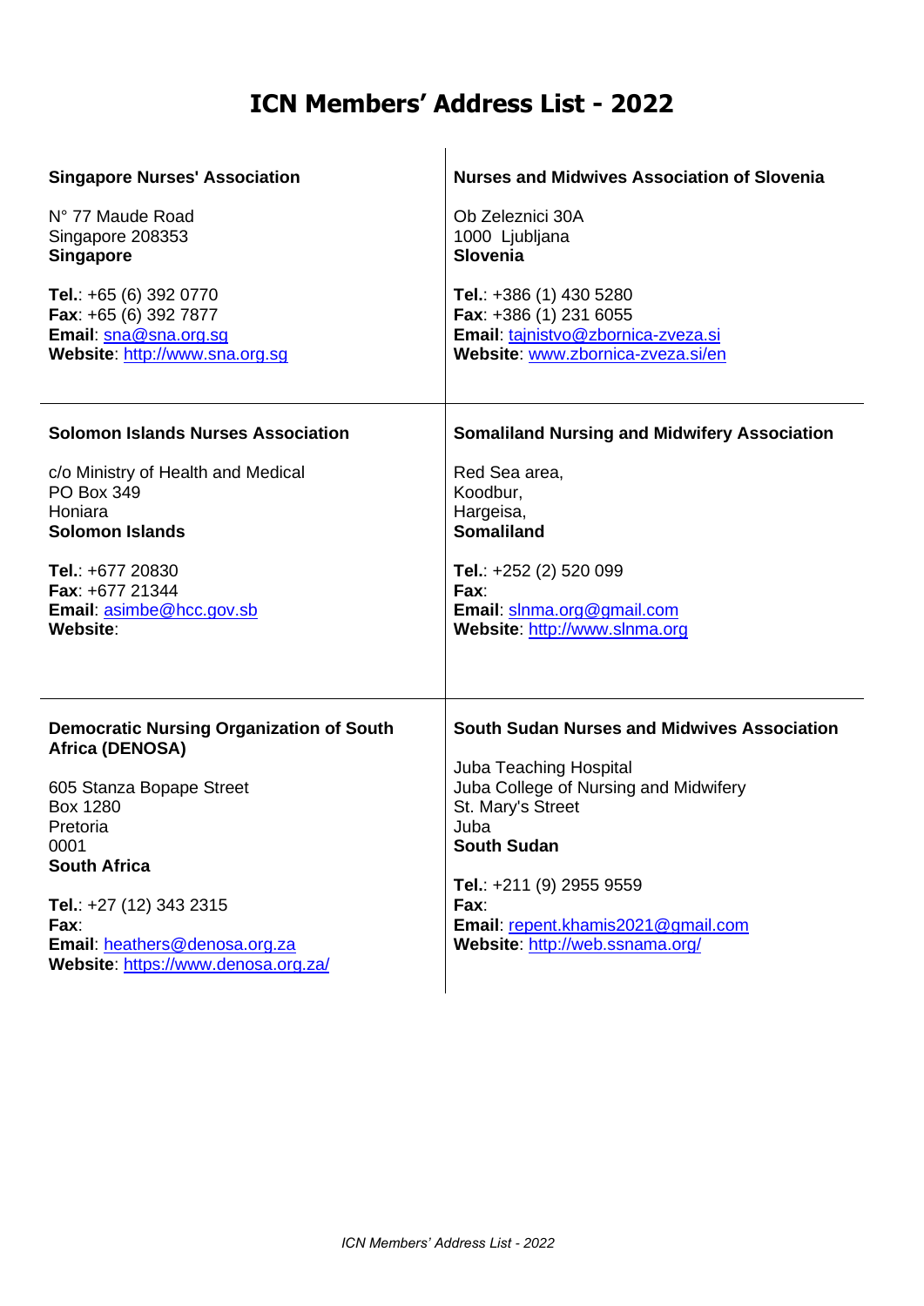# ICN Members' Address List - 2022

**Singapore Nurses' Association**

N° 77 Maude Road
Singapore 208353
**Singapore**

**Tel.**: +65 (6) 392 0770
**Fax**: +65 (6) 392 7877
**Email**: sna@sna.org.sg
**Website**: http://www.sna.org.sg

**Nurses and Midwives Association of Slovenia**

Ob Zeleznici 30A
1000 Ljubljana
**Slovenia**

**Tel.**: +386 (1) 430 5280
**Fax**: +386 (1) 231 6055
**Email**: tajnistvo@zbornica-zveza.si
**Website**: www.zbornica-zveza.si/en

**Solomon Islands Nurses Association**

c/o Ministry of Health and Medical
PO Box 349
Honiara
**Solomon Islands**

**Tel.**: +677 20830
**Fax**: +677 21344
**Email**: asimbe@hcc.gov.sb
**Website**:

**Somaliland Nursing and Midwifery Association**

Red Sea area,
Koodbur,
Hargeisa,
**Somaliland**

**Tel.**: +252 (2) 520 099
**Fax**:
**Email**: slnma.org@gmail.com
**Website**: http://www.slnma.org

**Democratic Nursing Organization of South Africa (DENOSA)**

605 Stanza Bopape Street
Box 1280
Pretoria
0001
**South Africa**

**Tel.**: +27 (12) 343 2315
**Fax**:
**Email**: heathers@denosa.org.za
**Website**: https://www.denosa.org.za/

**South Sudan Nurses and Midwives Association**

Juba Teaching Hospital
Juba College of Nursing and Midwifery
St. Mary's Street
Juba
**South Sudan**

**Tel.**: +211 (9) 2955 9559
**Fax**:
**Email**: repent.khamis2021@gmail.com
**Website**: http://web.ssnama.org/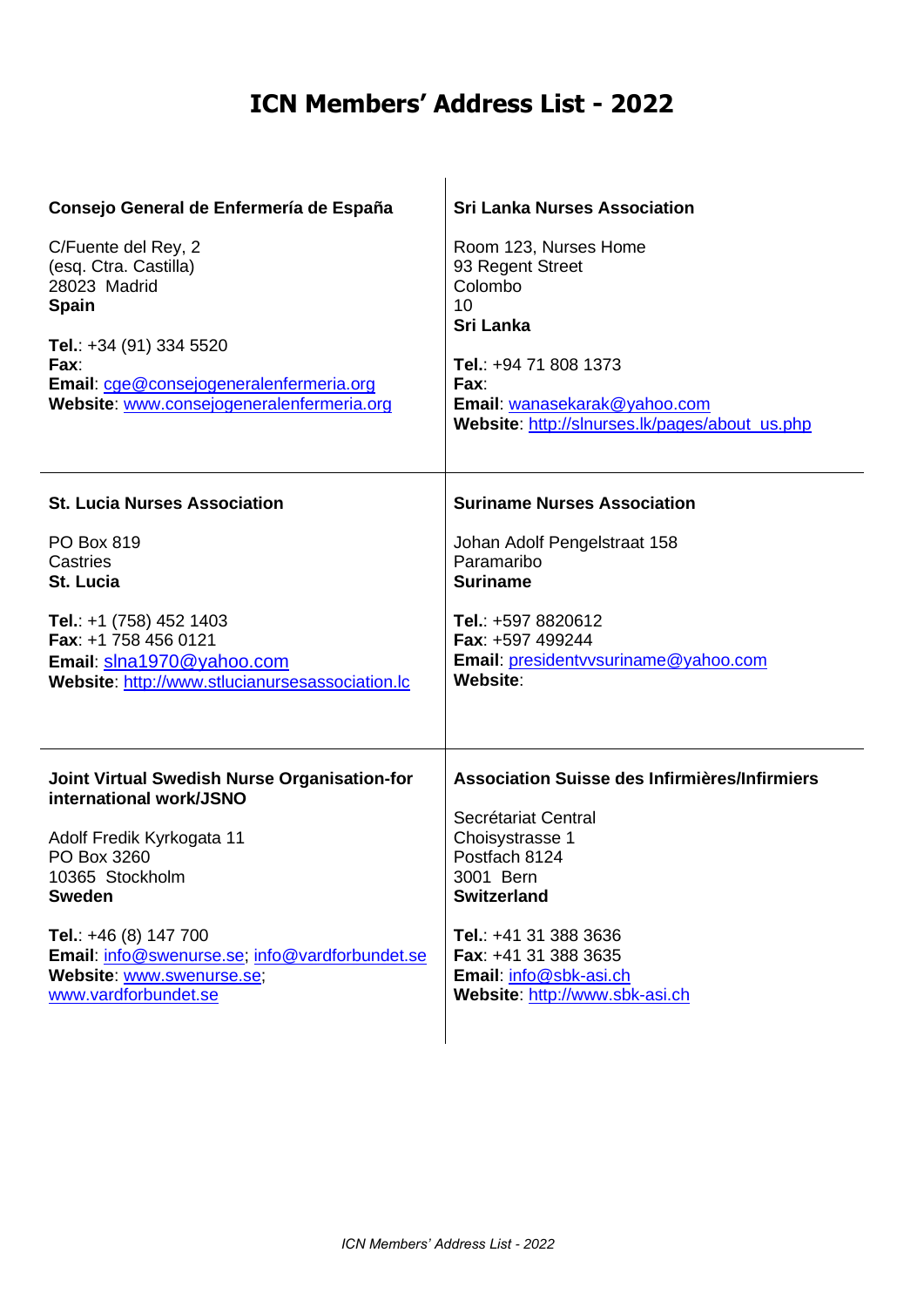# ICN Members' Address List - 2022

**Consejo General de Enfermería de España**

C/Fuente del Rey, 2
(esq. Ctra. Castilla)
28023 Madrid
**Spain**

**Tel.**: +34 (91) 334 5520
**Fax**:
**Email**: cge@consejogeneralenfermeria.org
**Website**: www.consejogeneralenfermeria.org

**Sri Lanka Nurses Association**

Room 123, Nurses Home
93 Regent Street
Colombo
10
**Sri Lanka**

**Tel.**: +94 71 808 1373
**Fax**:
**Email**: wanasekarak@yahoo.com
**Website**: http://slnurses.lk/pages/about_us.php

**St. Lucia Nurses Association**

PO Box 819
Castries
**St. Lucia**

**Tel.**: +1 (758) 452 1403
**Fax**: +1 758 456 0121
**Email**: slna1970@yahoo.com
**Website**: http://www.stlucianursesassociation.lc

**Suriname Nurses Association**

Johan Adolf Pengelstraat 158
Paramaribo
**Suriname**

**Tel.**: +597 8820612
**Fax**: +597 499244
**Email**: presidentvvsuriname@yahoo.com
**Website**:

**Joint Virtual Swedish Nurse Organisation-for international work/JSNO**

Adolf Fredik Kyrkogata 11
PO Box 3260
10365 Stockholm
**Sweden**

**Tel.**: +46 (8) 147 700
**Email**: info@swenurse.se; info@vardforbundet.se
**Website**: www.swenurse.se; www.vardforbundet.se

**Association Suisse des Infirmières/Infirmiers**

Secrétariat Central
Choisystrasse 1
Postfach 8124
3001 Bern
**Switzerland**

**Tel.**: +41 31 388 3636
**Fax**: +41 31 388 3635
**Email**: info@sbk-asi.ch
**Website**: http://www.sbk-asi.ch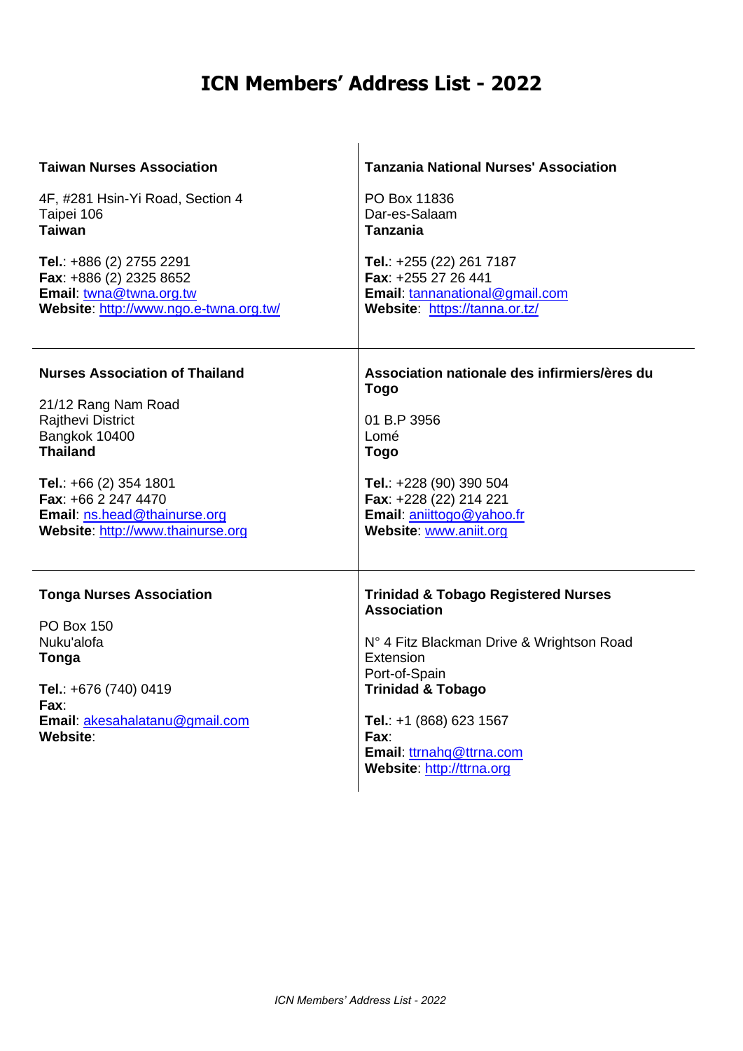# ICN Members' Address List - 2022

**Taiwan Nurses Association**

4F, #281 Hsin-Yi Road, Section 4
Taipei 106
**Taiwan**

**Tel.**: +886 (2) 2755 2291
**Fax**: +886 (2) 2325 8652
**Email**: twna@twna.org.tw
**Website**: http://www.ngo.e-twna.org.tw/

---

**Tanzania National Nurses' Association**

PO Box 11836
Dar-es-Salaam
**Tanzania**

**Tel.**: +255 (22) 261 7187
**Fax**: +255 27 26 441
**Email**: tannanational@gmail.com
**Website**: https://tanna.or.tz/

---

**Nurses Association of Thailand**

21/12 Rang Nam Road
Rajthevi District
Bangkok 10400
**Thailand**

**Tel.**: +66 (2) 354 1801
**Fax**: +66 2 247 4470
**Email**: ns.head@thainurse.org
**Website**: http://www.thainurse.org

---

**Association nationale des infirmiers/ères du Togo**

01 B.P 3956
Lomé
**Togo**

**Tel.**: +228 (90) 390 504
**Fax**: +228 (22) 214 221
**Email**: aniittogo@yahoo.fr
**Website**: www.aniit.org

---

**Tonga Nurses Association**

PO Box 150
Nuku'alofa
**Tonga**

**Tel.**: +676 (740) 0419
**Fax**:
**Email**: akesahalatanu@gmail.com
**Website**:

---

**Trinidad & Tobago Registered Nurses Association**

N° 4 Fitz Blackman Drive & Wrightson Road Extension
Port-of-Spain
**Trinidad & Tobago**

**Tel.**: +1 (868) 623 1567
**Fax**:
**Email**: ttrnahq@ttrna.com
**Website**: http://ttrna.org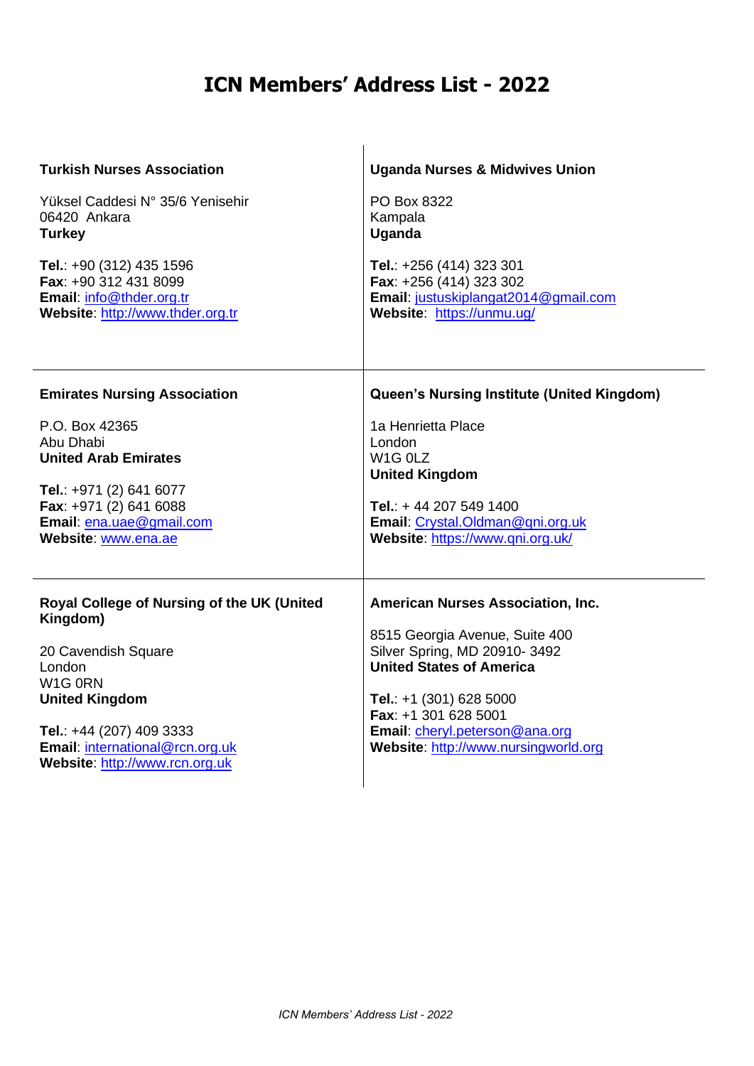# ICN Members' Address List - 2022

**Turkish Nurses Association**

Yüksel Caddesi N° 35/6 Yenisehir
06420 Ankara
**Turkey**

**Tel.**: +90 (312) 435 1596
**Fax**: +90 312 431 8099
**Email**: info@thder.org.tr
**Website**: http://www.thder.org.tr

**Uganda Nurses & Midwives Union**

PO Box 8322
Kampala
**Uganda**

**Tel.**: +256 (414) 323 301
**Fax**: +256 (414) 323 302
**Email**: justuskiplangat2014@gmail.com
**Website**: https://unmu.ug/

**Emirates Nursing Association**

P.O. Box 42365
Abu Dhabi
**United Arab Emirates**

**Tel.**: +971 (2) 641 6077
**Fax**: +971 (2) 641 6088
**Email**: ena.uae@gmail.com
**Website**: www.ena.ae

**Queen's Nursing Institute (United Kingdom)**

1a Henrietta Place
London
W1G 0LZ
**United Kingdom**

**Tel.**: + 44 207 549 1400
**Email**: Crystal.Oldman@qni.org.uk
**Website**: https://www.qni.org.uk/

**Royal College of Nursing of the UK (United Kingdom)**

20 Cavendish Square
London
W1G 0RN
**United Kingdom**

**Tel.**: +44 (207) 409 3333
**Email**: international@rcn.org.uk
**Website**: http://www.rcn.org.uk

**American Nurses Association, Inc.**

8515 Georgia Avenue, Suite 400
Silver Spring, MD 20910- 3492
**United States of America**

**Tel.**: +1 (301) 628 5000
**Fax**: +1 301 628 5001
**Email**: cheryl.peterson@ana.org
**Website**: http://www.nursingworld.org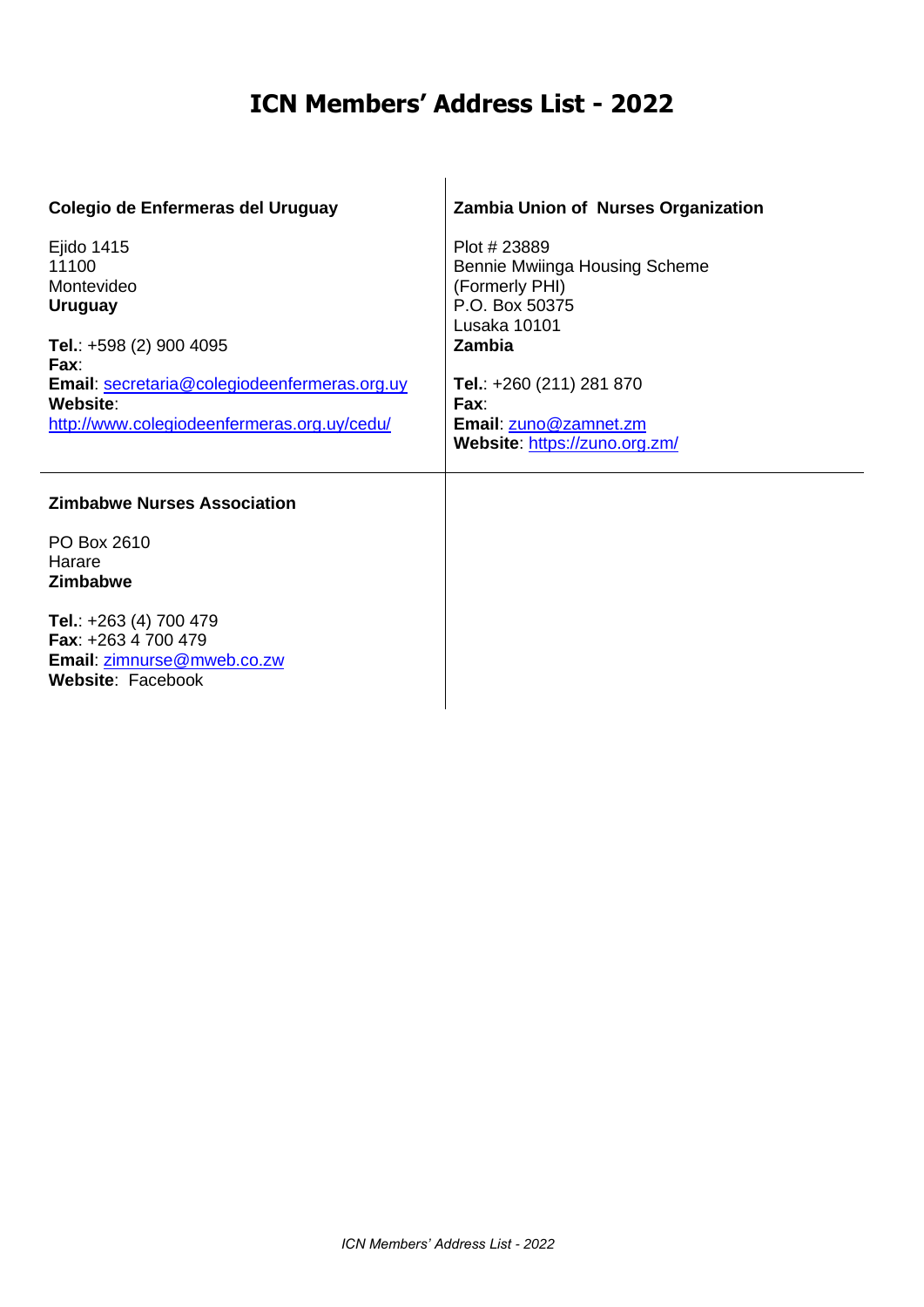# ICN Members' Address List - 2022

**Colegio de Enfermeras del Uruguay**

Ejido 1415
11100
Montevideo
**Uruguay**

**Tel.**: +598 (2) 900 4095
**Fax**:
**Email**: secretaria@colegiodeenfermeras.org.uy
**Website**:
http://www.colegiodeenfermeras.org.uy/cedu/

**Zambia Union of Nurses Organization**

Plot # 23889
Bennie Mwiinga Housing Scheme
(Formerly PHI)
P.O. Box 50375
Lusaka 10101
**Zambia**

**Tel.**: +260 (211) 281 870
**Fax**:
**Email**: zuno@zamnet.zm
**Website**: https://zuno.org.zm/

**Zimbabwe Nurses Association**

PO Box 2610
Harare
**Zimbabwe**

**Tel.**: +263 (4) 700 479
**Fax**: +263 4 700 479
**Email**: zimnurse@mweb.co.zw
**Website**: Facebook